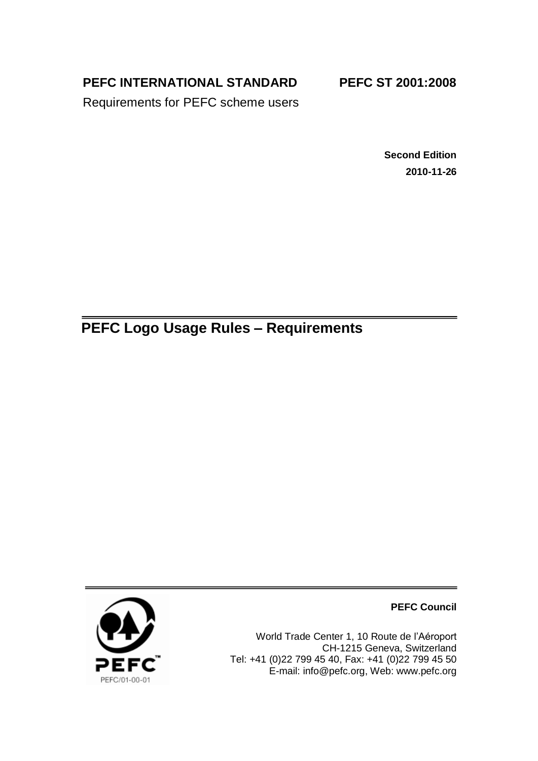**PEFC INTERNATIONAL STANDARD** **PEFC ST 2001:2008**

Requirements for PEFC scheme users

**Second Edition**

**2010-11-26**

# PEFC Logo Usage Rules – Requirements

PEFC/01-00-01

**PEFC Council**

World Trade Center 1, 10 Route de l'Aéroport
CH-1215 Geneva, Switzerland
Tel: +41 (0)22 799 45 40, Fax: +41 (0)22 799 45 50
E-mail: info@pefc.org, Web: www.pefc.org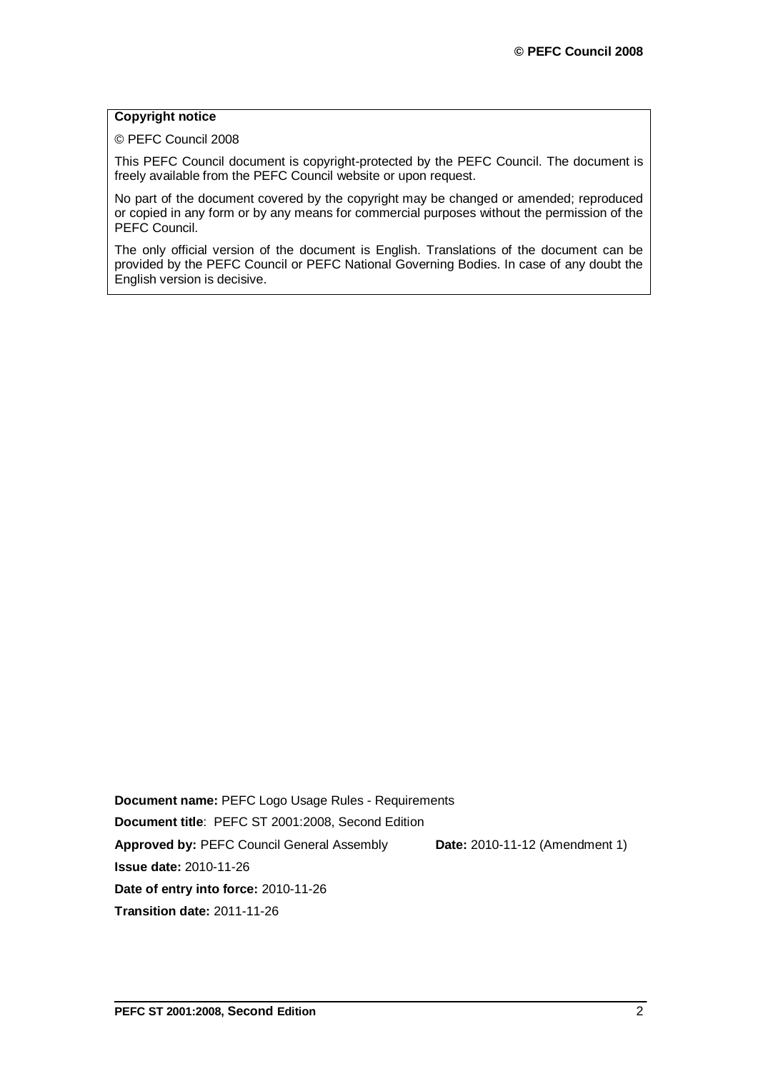**Copyright notice**

© PEFC Council 2008

This PEFC Council document is copyright-protected by the PEFC Council. The document is freely available from the PEFC Council website or upon request.

No part of the document covered by the copyright may be changed or amended; reproduced or copied in any form or by any means for commercial purposes without the permission of the PEFC Council.

The only official version of the document is English. Translations of the document can be provided by the PEFC Council or PEFC National Governing Bodies. In case of any doubt the English version is decisive.

**Document name:** PEFC Logo Usage Rules - Requirements

**Document title**: PEFC ST 2001:2008, Second Edition

**Approved by:** PEFC Council General Assembly **Date:** 2010-11-12 (Amendment 1)

**Issue date:** 2010-11-26

**Date of entry into force:** 2010-11-26

**Transition date:** 2011-11-26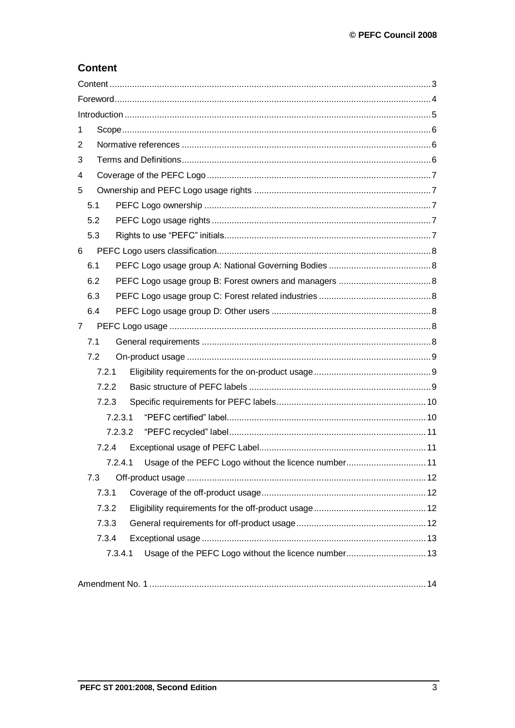## Content

Content ... 3

Foreword ... 4

Introduction ... 5

1 Scope ... 6

2 Normative references ... 6

3 Terms and Definitions ... 6

4 Coverage of the PEFC Logo ... 7

5 Ownership and PEFC Logo usage rights ... 7

- 5.1 PEFC Logo ownership ... 7
- 5.2 PEFC Logo usage rights ... 7
- 5.3 Rights to use "PEFC" initials ... 7

6 PEFC Logo users classification ... 8

- 6.1 PEFC Logo usage group A: National Governing Bodies ... 8
- 6.2 PEFC Logo usage group B: Forest owners and managers ... 8
- 6.3 PEFC Logo usage group C: Forest related industries ... 8
- 6.4 PEFC Logo usage group D: Other users ... 8

7 PEFC Logo usage ... 8

- 7.1 General requirements ... 8
- 7.2 On-product usage ... 9
  - 7.2.1 Eligibility requirements for the on-product usage ... 9
  - 7.2.2 Basic structure of PEFC labels ... 9
  - 7.2.3 Specific requirements for PEFC labels ... 10
    - 7.2.3.1 "PEFC certified" label ... 10
    - 7.2.3.2 "PEFC recycled" label ... 11
  - 7.2.4 Exceptional usage of PEFC Label ... 11
    - 7.2.4.1 Usage of the PEFC Logo without the licence number ... 11
- 7.3 Off-product usage ... 12
  - 7.3.1 Coverage of the off-product usage ... 12
  - 7.3.2 Eligibility requirements for the off-product usage ... 12
  - 7.3.3 General requirements for off-product usage ... 12
  - 7.3.4 Exceptional usage ... 13
    - 7.3.4.1 Usage of the PEFC Logo without the licence number ... 13

Amendment No. 1 ... 14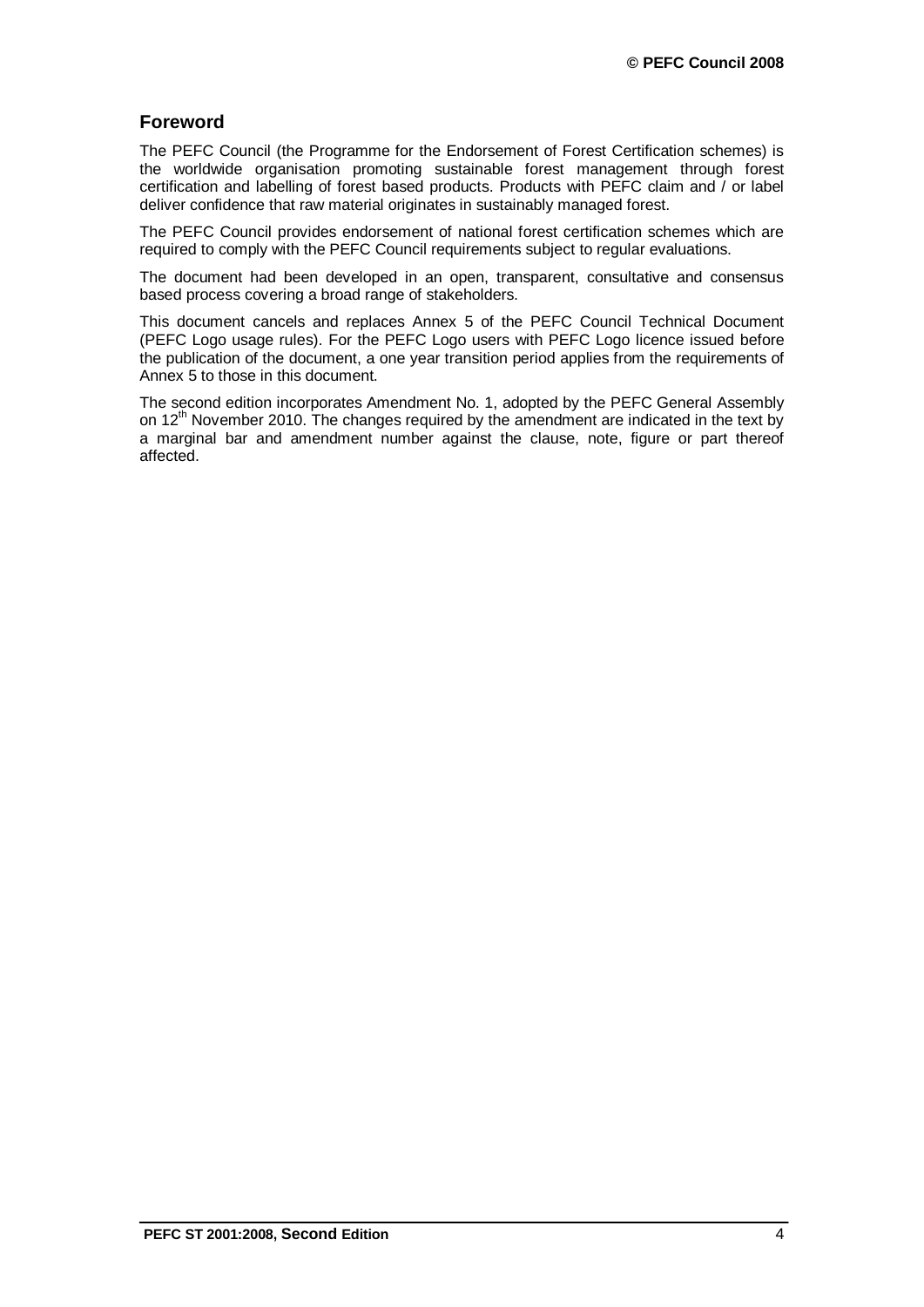## Foreword

The PEFC Council (the Programme for the Endorsement of Forest Certification schemes) is the worldwide organisation promoting sustainable forest management through forest certification and labelling of forest based products. Products with PEFC claim and / or label deliver confidence that raw material originates in sustainably managed forest.

The PEFC Council provides endorsement of national forest certification schemes which are required to comply with the PEFC Council requirements subject to regular evaluations.

The document had been developed in an open, transparent, consultative and consensus based process covering a broad range of stakeholders.

This document cancels and replaces Annex 5 of the PEFC Council Technical Document (PEFC Logo usage rules). For the PEFC Logo users with PEFC Logo licence issued before the publication of the document, a one year transition period applies from the requirements of Annex 5 to those in this document.

The second edition incorporates Amendment No. 1, adopted by the PEFC General Assembly on 12th November 2010. The changes required by the amendment are indicated in the text by a marginal bar and amendment number against the clause, note, figure or part thereof affected.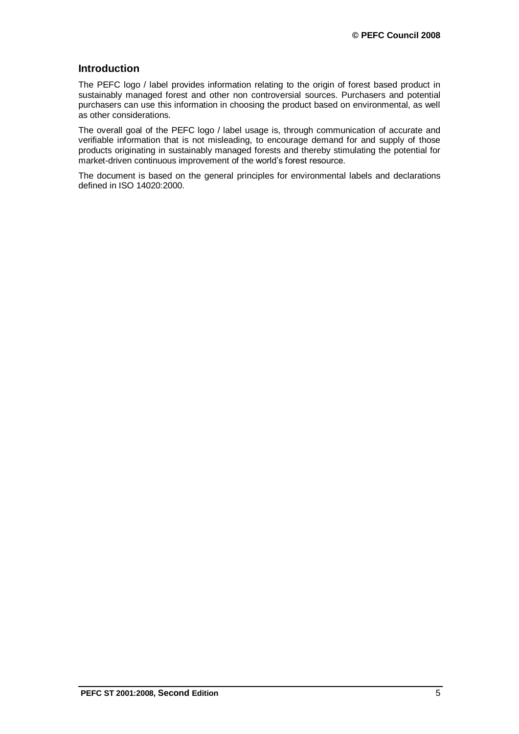## Introduction

The PEFC logo / label provides information relating to the origin of forest based product in sustainably managed forest and other non controversial sources. Purchasers and potential purchasers can use this information in choosing the product based on environmental, as well as other considerations.

The overall goal of the PEFC logo / label usage is, through communication of accurate and verifiable information that is not misleading, to encourage demand for and supply of those products originating in sustainably managed forests and thereby stimulating the potential for market-driven continuous improvement of the world's forest resource.

The document is based on the general principles for environmental labels and declarations defined in ISO 14020:2000.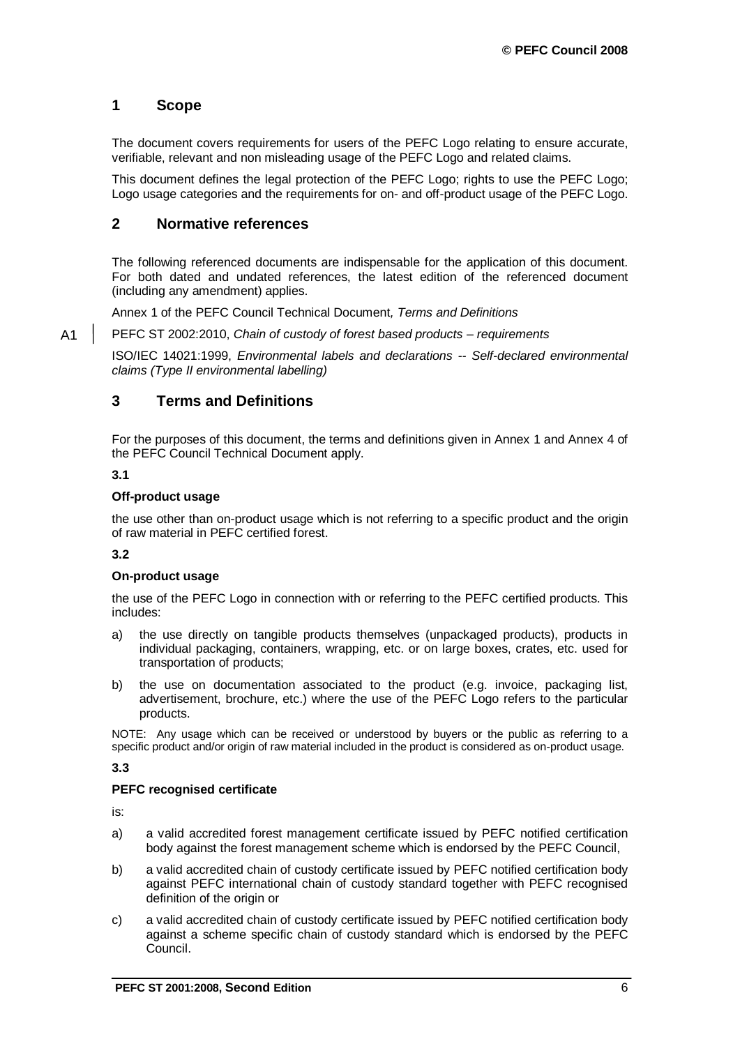## 1 Scope

The document covers requirements for users of the PEFC Logo relating to ensure accurate, verifiable, relevant and non misleading usage of the PEFC Logo and related claims.

This document defines the legal protection of the PEFC Logo; rights to use the PEFC Logo; Logo usage categories and the requirements for on- and off-product usage of the PEFC Logo.

## 2 Normative references

The following referenced documents are indispensable for the application of this document. For both dated and undated references, the latest edition of the referenced document (including any amendment) applies.

Annex 1 of the PEFC Council Technical Document*, Terms and Definitions*

A1 PEFC ST 2002:2010, *Chain of custody of forest based products – requirements*

ISO/IEC 14021:1999, *Environmental labels and declarations -- Self-declared environmental claims (Type II environmental labelling)*

## 3 Terms and Definitions

For the purposes of this document, the terms and definitions given in Annex 1 and Annex 4 of the PEFC Council Technical Document apply.

**3.1**

**Off-product usage**

the use other than on-product usage which is not referring to a specific product and the origin of raw material in PEFC certified forest.

**3.2**

**On-product usage**

the use of the PEFC Logo in connection with or referring to the PEFC certified products. This includes:

a) the use directly on tangible products themselves (unpackaged products), products in individual packaging, containers, wrapping, etc. or on large boxes, crates, etc. used for transportation of products;

b) the use on documentation associated to the product (e.g. invoice, packaging list, advertisement, brochure, etc.) where the use of the PEFC Logo refers to the particular products.

NOTE: Any usage which can be received or understood by buyers or the public as referring to a specific product and/or origin of raw material included in the product is considered as on-product usage.

**3.3**

**PEFC recognised certificate**

is:

a) a valid accredited forest management certificate issued by PEFC notified certification body against the forest management scheme which is endorsed by the PEFC Council,

b) a valid accredited chain of custody certificate issued by PEFC notified certification body against PEFC international chain of custody standard together with PEFC recognised definition of the origin or

c) a valid accredited chain of custody certificate issued by PEFC notified certification body against a scheme specific chain of custody standard which is endorsed by the PEFC Council.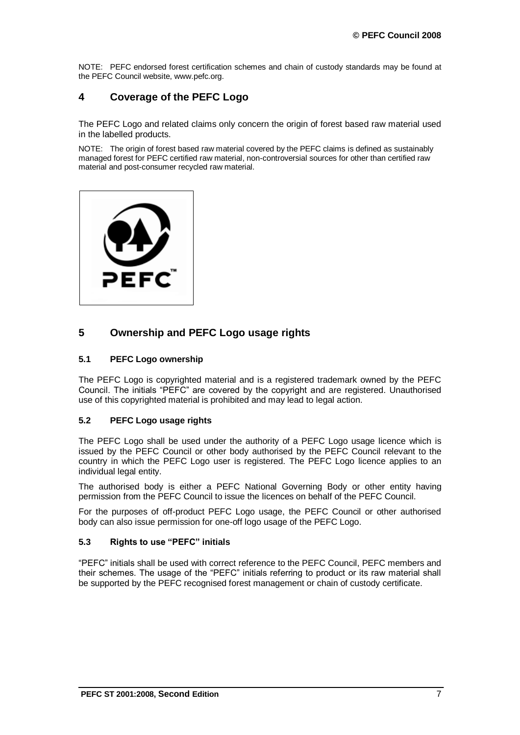NOTE: PEFC endorsed forest certification schemes and chain of custody standards may be found at the PEFC Council website, www.pefc.org.

## 4 Coverage of the PEFC Logo

The PEFC Logo and related claims only concern the origin of forest based raw material used in the labelled products.

NOTE: The origin of forest based raw material covered by the PEFC claims is defined as sustainably managed forest for PEFC certified raw material, non-controversial sources for other than certified raw material and post-consumer recycled raw material.

## 5 Ownership and PEFC Logo usage rights

### 5.1 PEFC Logo ownership

The PEFC Logo is copyrighted material and is a registered trademark owned by the PEFC Council. The initials "PEFC" are covered by the copyright and are registered. Unauthorised use of this copyrighted material is prohibited and may lead to legal action.

### 5.2 PEFC Logo usage rights

The PEFC Logo shall be used under the authority of a PEFC Logo usage licence which is issued by the PEFC Council or other body authorised by the PEFC Council relevant to the country in which the PEFC Logo user is registered. The PEFC Logo licence applies to an individual legal entity.

The authorised body is either a PEFC National Governing Body or other entity having permission from the PEFC Council to issue the licences on behalf of the PEFC Council.

For the purposes of off-product PEFC Logo usage, the PEFC Council or other authorised body can also issue permission for one-off logo usage of the PEFC Logo.

### 5.3 Rights to use "PEFC" initials

"PEFC" initials shall be used with correct reference to the PEFC Council, PEFC members and their schemes. The usage of the "PEFC" initials referring to product or its raw material shall be supported by the PEFC recognised forest management or chain of custody certificate.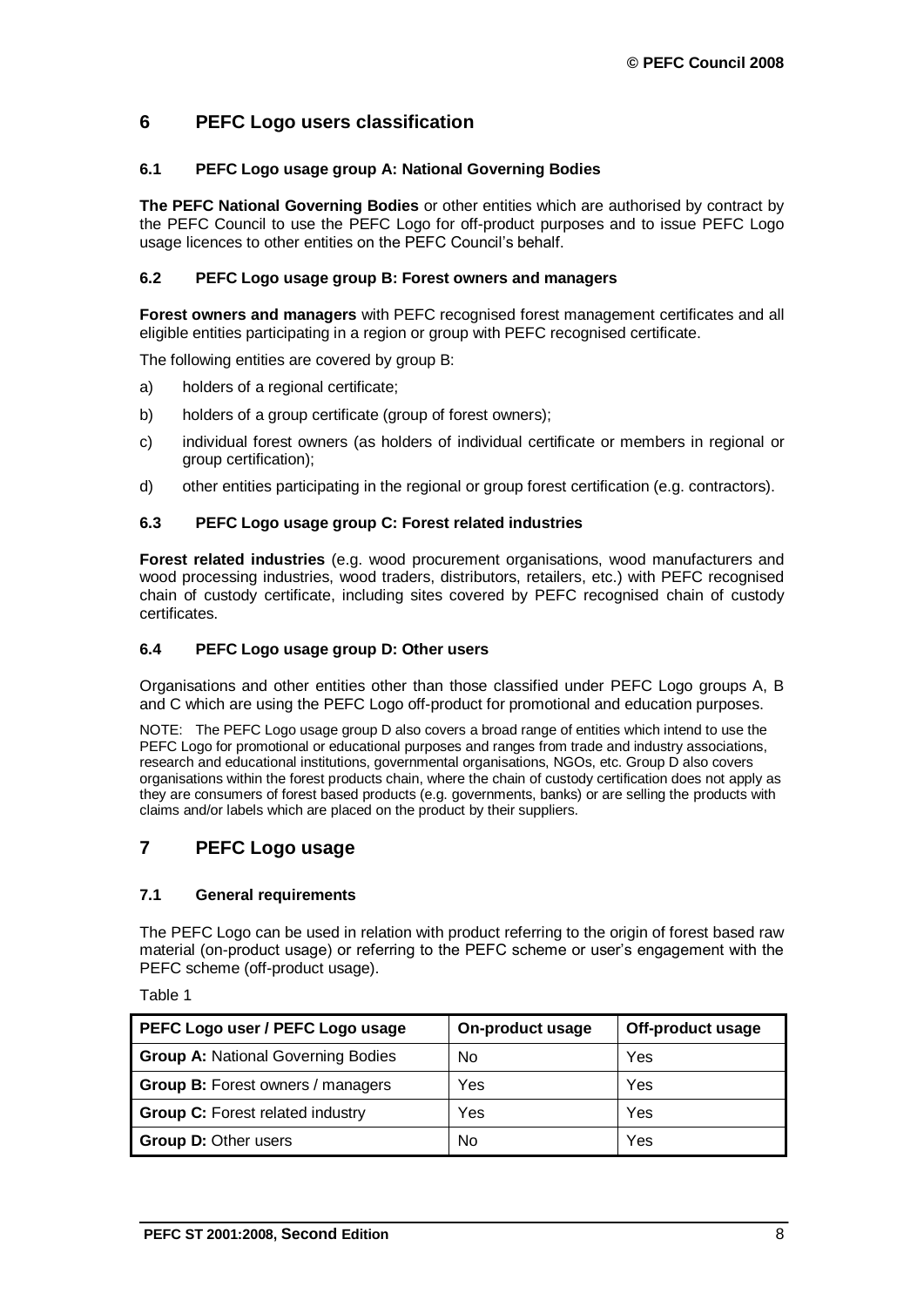## 6 PEFC Logo users classification

### 6.1 PEFC Logo usage group A: National Governing Bodies

**The PEFC National Governing Bodies** or other entities which are authorised by contract by the PEFC Council to use the PEFC Logo for off-product purposes and to issue PEFC Logo usage licences to other entities on the PEFC Council's behalf.

### 6.2 PEFC Logo usage group B: Forest owners and managers

**Forest owners and managers** with PEFC recognised forest management certificates and all eligible entities participating in a region or group with PEFC recognised certificate.

The following entities are covered by group B:

a) holders of a regional certificate;

b) holders of a group certificate (group of forest owners);

c) individual forest owners (as holders of individual certificate or members in regional or group certification);

d) other entities participating in the regional or group forest certification (e.g. contractors).

### 6.3 PEFC Logo usage group C: Forest related industries

**Forest related industries** (e.g. wood procurement organisations, wood manufacturers and wood processing industries, wood traders, distributors, retailers, etc.) with PEFC recognised chain of custody certificate, including sites covered by PEFC recognised chain of custody certificates.

### 6.4 PEFC Logo usage group D: Other users

Organisations and other entities other than those classified under PEFC Logo groups A, B and C which are using the PEFC Logo off-product for promotional and education purposes.

NOTE: The PEFC Logo usage group D also covers a broad range of entities which intend to use the PEFC Logo for promotional or educational purposes and ranges from trade and industry associations, research and educational institutions, governmental organisations, NGOs, etc. Group D also covers organisations within the forest products chain, where the chain of custody certification does not apply as they are consumers of forest based products (e.g. governments, banks) or are selling the products with claims and/or labels which are placed on the product by their suppliers.

## 7 PEFC Logo usage

### 7.1 General requirements

The PEFC Logo can be used in relation with product referring to the origin of forest based raw material (on-product usage) or referring to the PEFC scheme or user's engagement with the PEFC scheme (off-product usage).

Table 1

| PEFC Logo user / PEFC Logo usage | On-product usage | Off-product usage |
|---|---|---|
| **Group A:** National Governing Bodies | No | Yes |
| **Group B:** Forest owners / managers | Yes | Yes |
| **Group C:** Forest related industry | Yes | Yes |
| **Group D:** Other users | No | Yes |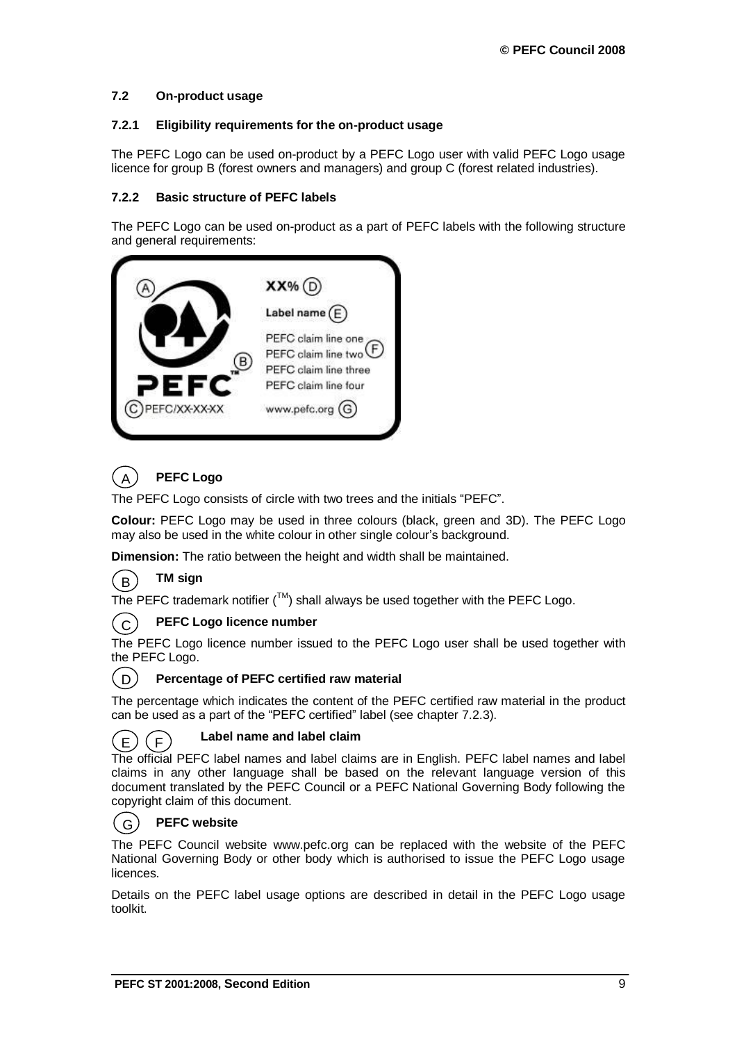### 7.2 On-product usage

#### 7.2.1 Eligibility requirements for the on-product usage

The PEFC Logo can be used on-product by a PEFC Logo user with valid PEFC Logo usage licence for group B (forest owners and managers) and group C (forest related industries).

#### 7.2.2 Basic structure of PEFC labels

The PEFC Logo can be used on-product as a part of PEFC labels with the following structure and general requirements:

(A) (B) PEFC™
(C) PEFC/XX-XX-XX

XX% (D)
Label name (E)
PEFC claim line one
PEFC claim line two (F)
PEFC claim line three
PEFC claim line four
www.pefc.org (G)

(A) **PEFC Logo**

The PEFC Logo consists of circle with two trees and the initials "PEFC".

**Colour:** PEFC Logo may be used in three colours (black, green and 3D). The PEFC Logo may also be used in the white colour in other single colour's background.

**Dimension:** The ratio between the height and width shall be maintained.

(B) **TM sign**

The PEFC trademark notifier (TM) shall always be used together with the PEFC Logo.

(C) **PEFC Logo licence number**

The PEFC Logo licence number issued to the PEFC Logo user shall be used together with the PEFC Logo.

(D) **Percentage of PEFC certified raw material**

The percentage which indicates the content of the PEFC certified raw material in the product can be used as a part of the "PEFC certified" label (see chapter 7.2.3).

(E) (F) **Label name and label claim**

The official PEFC label names and label claims are in English. PEFC label names and label claims in any other language shall be based on the relevant language version of this document translated by the PEFC Council or a PEFC National Governing Body following the copyright claim of this document.

(G) **PEFC website**

The PEFC Council website www.pefc.org can be replaced with the website of the PEFC National Governing Body or other body which is authorised to issue the PEFC Logo usage licences.

Details on the PEFC label usage options are described in detail in the PEFC Logo usage toolkit.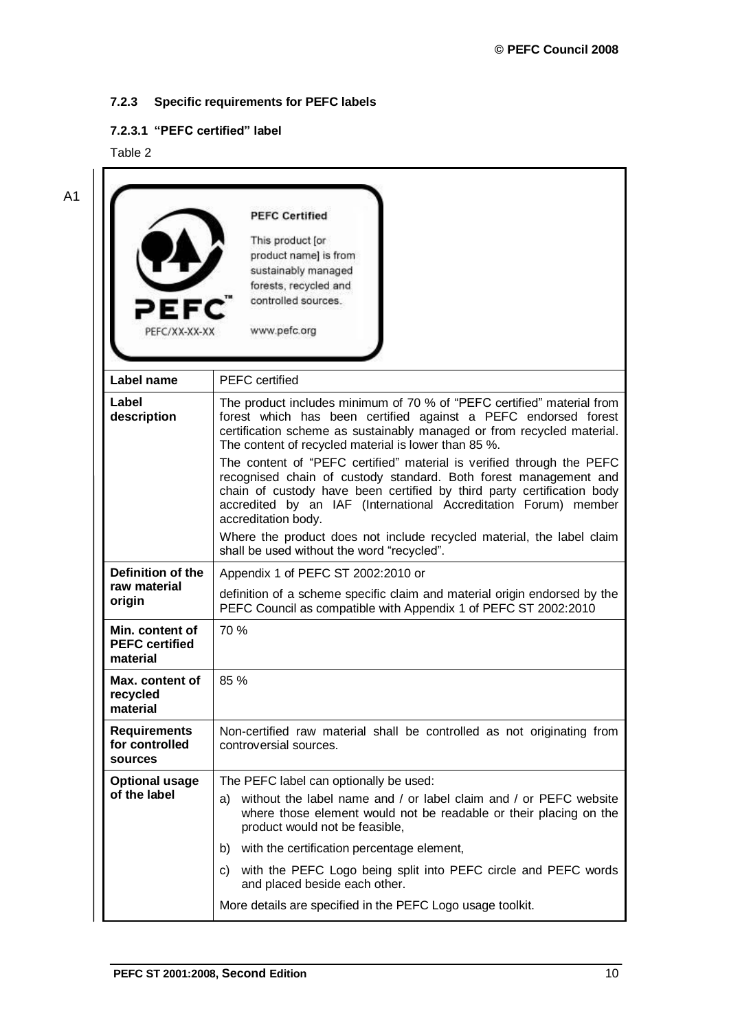### 7.2.3 Specific requirements for PEFC labels

#### 7.2.3.1 "PEFC certified" label

Table 2

A1

| | |
|---|---|
| **PEFC Certified** This product [or product name] is from sustainably managed forests, recycled and controlled sources. PEFC/XX-XX-XX www.pefc.org | |
| **Label name** | PEFC certified |
| **Label description** | The product includes minimum of 70 % of "PEFC certified" material from forest which has been certified against a PEFC endorsed forest certification scheme as sustainably managed or from recycled material. The content of recycled material is lower than 85 %.<br><br>The content of "PEFC certified" material is verified through the PEFC recognised chain of custody standard. Both forest management and chain of custody have been certified by third party certification body accredited by an IAF (International Accreditation Forum) member accreditation body.<br><br>Where the product does not include recycled material, the label claim shall be used without the word "recycled". |
| **Definition of the raw material origin** | Appendix 1 of PEFC ST 2002:2010 or<br><br>definition of a scheme specific claim and material origin endorsed by the PEFC Council as compatible with Appendix 1 of PEFC ST 2002:2010 |
| **Min. content of PEFC certified material** | 70 % |
| **Max. content of recycled material** | 85 % |
| **Requirements for controlled sources** | Non-certified raw material shall be controlled as not originating from controversial sources. |
| **Optional usage of the label** | The PEFC label can optionally be used:<br><br>a) without the label name and / or label claim and / or PEFC website where those element would not be readable or their placing on the product would not be feasible,<br><br>b) with the certification percentage element,<br><br>c) with the PEFC Logo being split into PEFC circle and PEFC words and placed beside each other.<br><br>More details are specified in the PEFC Logo usage toolkit. |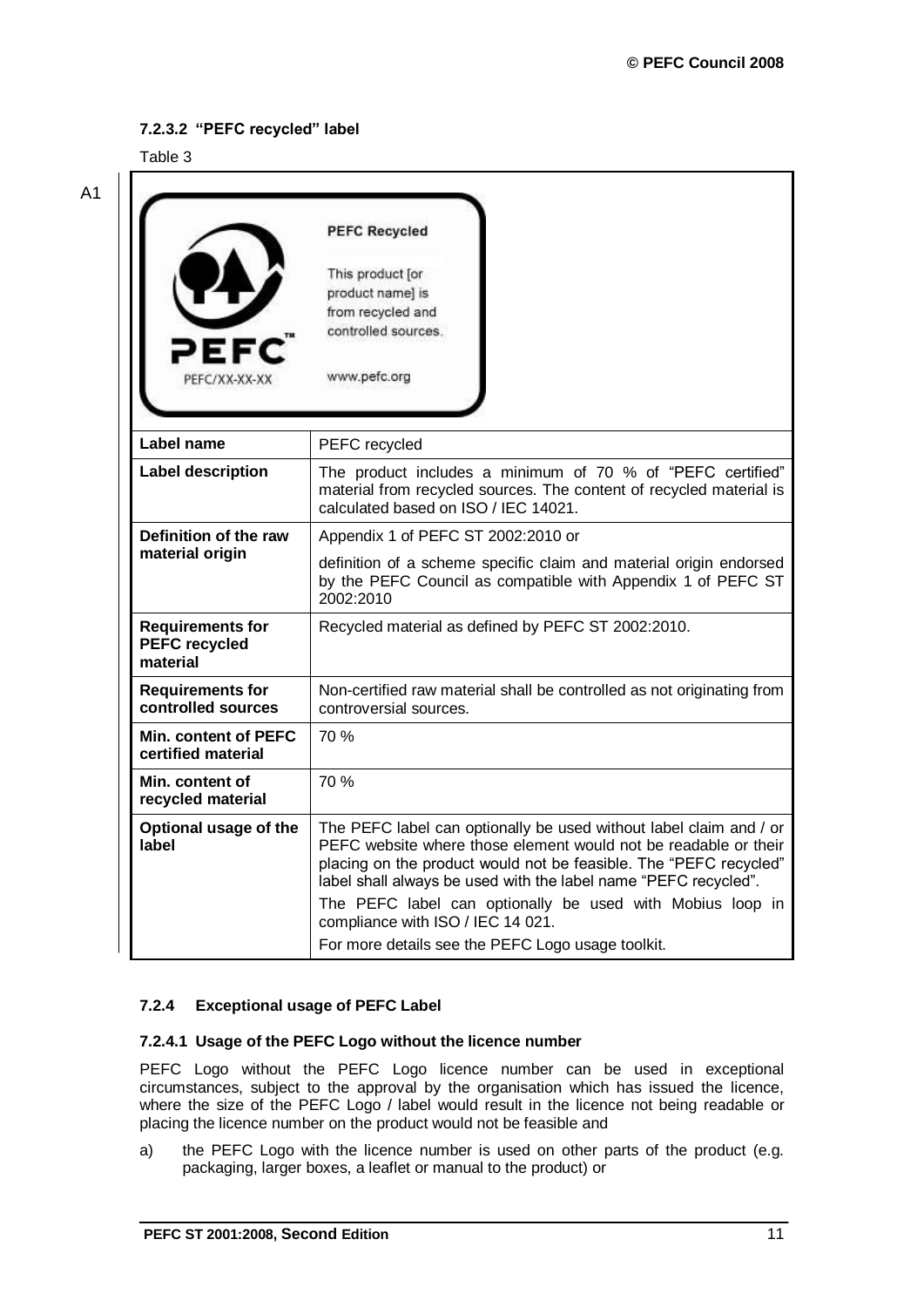#### 7.2.3.2 "PEFC recycled" label

Table 3

A1

| Label name | PEFC recycled |
|---|---|
| **Label description** | The product includes a minimum of 70 % of "PEFC certified" material from recycled sources. The content of recycled material is calculated based on ISO / IEC 14021. |
| **Definition of the raw material origin** | Appendix 1 of PEFC ST 2002:2010 or<br><br>definition of a scheme specific claim and material origin endorsed by the PEFC Council as compatible with Appendix 1 of PEFC ST 2002:2010 |
| **Requirements for PEFC recycled material** | Recycled material as defined by PEFC ST 2002:2010. |
| **Requirements for controlled sources** | Non-certified raw material shall be controlled as not originating from controversial sources. |
| **Min. content of PEFC certified material** | 70 % |
| **Min. content of recycled material** | 70 % |
| **Optional usage of the label** | The PEFC label can optionally be used without label claim and / or PEFC website where those element would not be readable or their placing on the product would not be feasible. The "PEFC recycled" label shall always be used with the label name "PEFC recycled".<br><br>The PEFC label can optionally be used with Mobius loop in compliance with ISO / IEC 14 021.<br><br>For more details see the PEFC Logo usage toolkit. |

### 7.2.4 Exceptional usage of PEFC Label

#### 7.2.4.1 Usage of the PEFC Logo without the licence number

PEFC Logo without the PEFC Logo licence number can be used in exceptional circumstances, subject to the approval by the organisation which has issued the licence, where the size of the PEFC Logo / label would result in the licence not being readable or placing the licence number on the product would not be feasible and

a) the PEFC Logo with the licence number is used on other parts of the product (e.g. packaging, larger boxes, a leaflet or manual to the product) or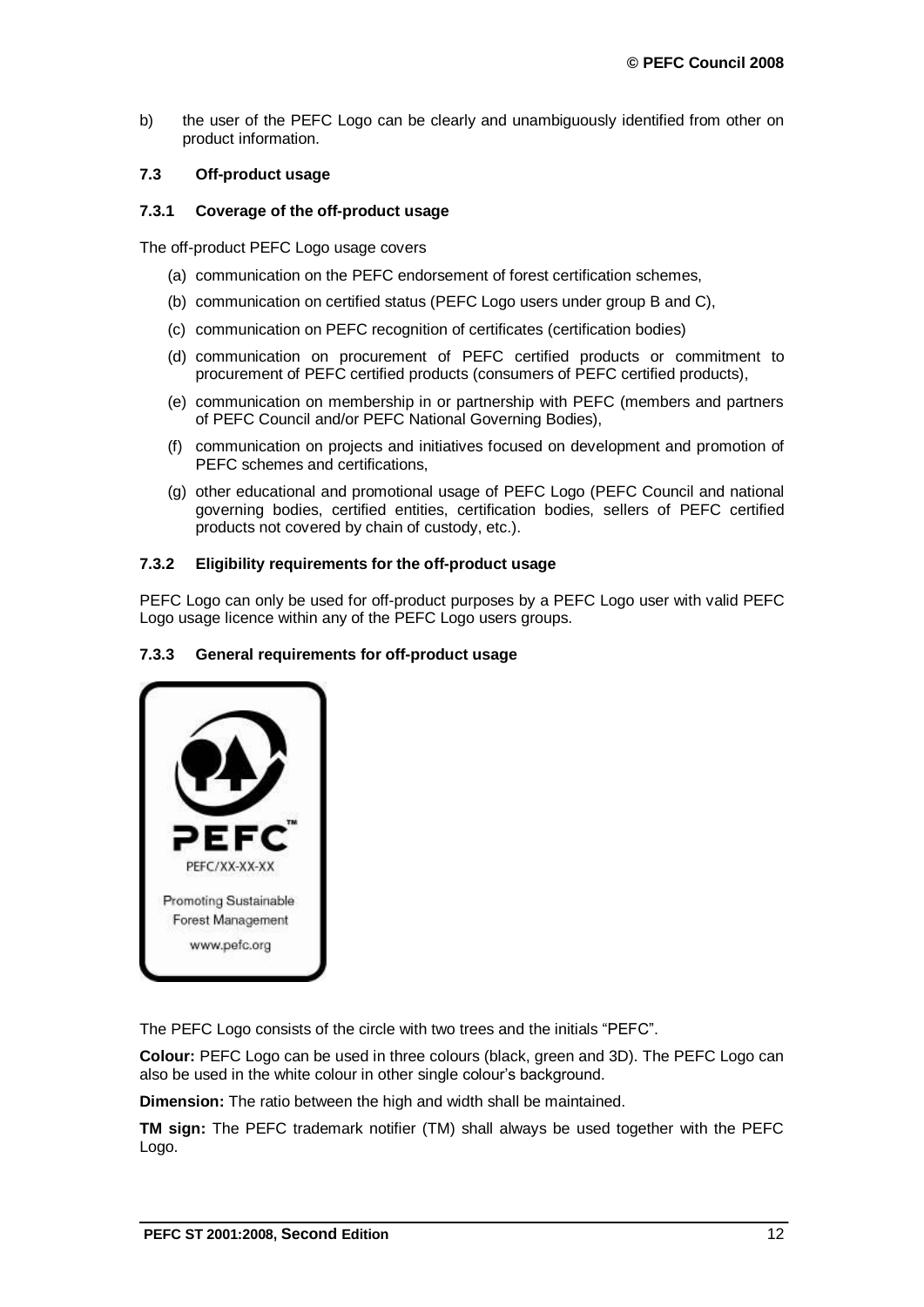b) the user of the PEFC Logo can be clearly and unambiguously identified from other on product information.

### 7.3 Off-product usage

#### 7.3.1 Coverage of the off-product usage

The off-product PEFC Logo usage covers

(a) communication on the PEFC endorsement of forest certification schemes,

(b) communication on certified status (PEFC Logo users under group B and C),

(c) communication on PEFC recognition of certificates (certification bodies)

(d) communication on procurement of PEFC certified products or commitment to procurement of PEFC certified products (consumers of PEFC certified products),

(e) communication on membership in or partnership with PEFC (members and partners of PEFC Council and/or PEFC National Governing Bodies),

(f) communication on projects and initiatives focused on development and promotion of PEFC schemes and certifications,

(g) other educational and promotional usage of PEFC Logo (PEFC Council and national governing bodies, certified entities, certification bodies, sellers of PEFC certified products not covered by chain of custody, etc.).

#### 7.3.2 Eligibility requirements for the off-product usage

PEFC Logo can only be used for off-product purposes by a PEFC Logo user with valid PEFC Logo usage licence within any of the PEFC Logo users groups.

#### 7.3.3 General requirements for off-product usage

PEFC™

PEFC/XX-XX-XX

Promoting Sustainable Forest Management

www.pefc.org

The PEFC Logo consists of the circle with two trees and the initials "PEFC".

**Colour:** PEFC Logo can be used in three colours (black, green and 3D). The PEFC Logo can also be used in the white colour in other single colour's background.

**Dimension:** The ratio between the high and width shall be maintained.

**TM sign:** The PEFC trademark notifier (TM) shall always be used together with the PEFC Logo.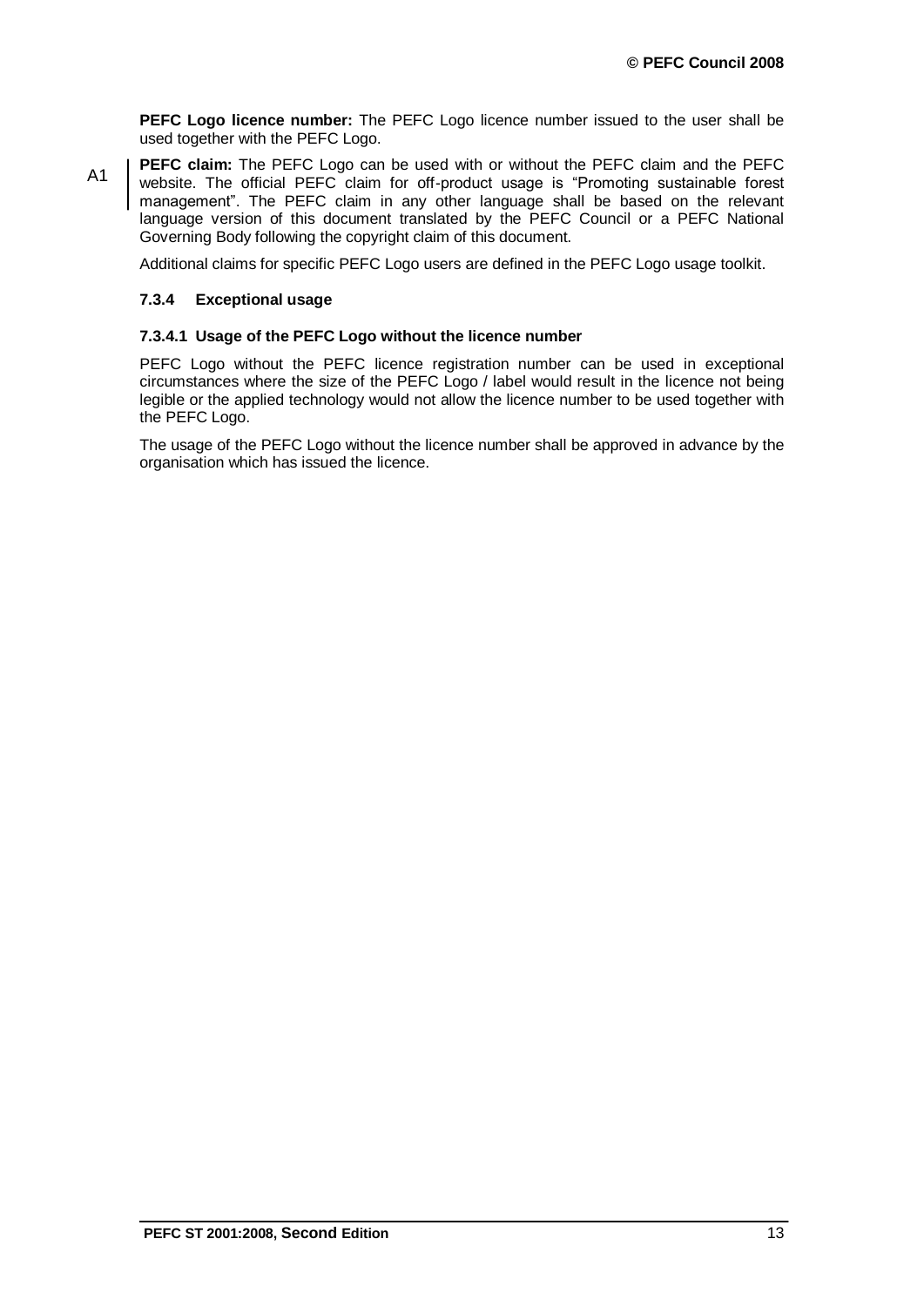**PEFC Logo licence number:** The PEFC Logo licence number issued to the user shall be used together with the PEFC Logo.

A1 **PEFC claim:** The PEFC Logo can be used with or without the PEFC claim and the PEFC website. The official PEFC claim for off-product usage is "Promoting sustainable forest management". The PEFC claim in any other language shall be based on the relevant language version of this document translated by the PEFC Council or a PEFC National Governing Body following the copyright claim of this document.

Additional claims for specific PEFC Logo users are defined in the PEFC Logo usage toolkit.

#### 7.3.4 Exceptional usage

##### 7.3.4.1 Usage of the PEFC Logo without the licence number

PEFC Logo without the PEFC licence registration number can be used in exceptional circumstances where the size of the PEFC Logo / label would result in the licence not being legible or the applied technology would not allow the licence number to be used together with the PEFC Logo.

The usage of the PEFC Logo without the licence number shall be approved in advance by the organisation which has issued the licence.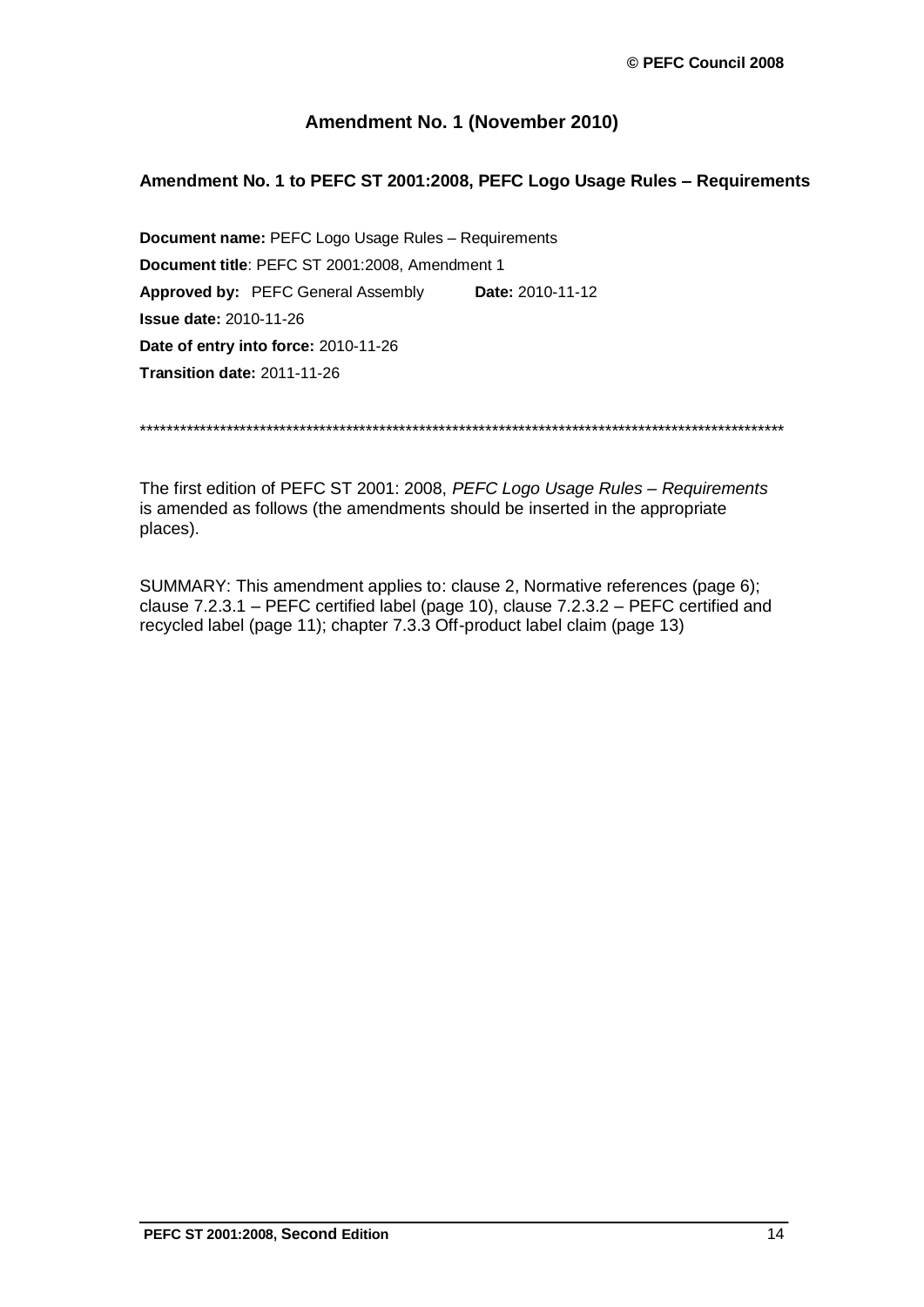## Amendment No. 1 (November 2010)

**Amendment No. 1 to PEFC ST 2001:2008, PEFC Logo Usage Rules – Requirements**

**Document name:** PEFC Logo Usage Rules – Requirements

**Document title**: PEFC ST 2001:2008, Amendment 1

**Approved by:** PEFC General Assembly **Date:** 2010-11-12

**Issue date:** 2010-11-26

**Date of entry into force:** 2010-11-26

**Transition date:** 2011-11-26

****************************************************************************************************

The first edition of PEFC ST 2001: 2008, *PEFC Logo Usage Rules – Requirements* is amended as follows (the amendments should be inserted in the appropriate places).

SUMMARY: This amendment applies to: clause 2, Normative references (page 6); clause 7.2.3.1 – PEFC certified label (page 10), clause 7.2.3.2 – PEFC certified and recycled label (page 11); chapter 7.3.3 Off-product label claim (page 13)